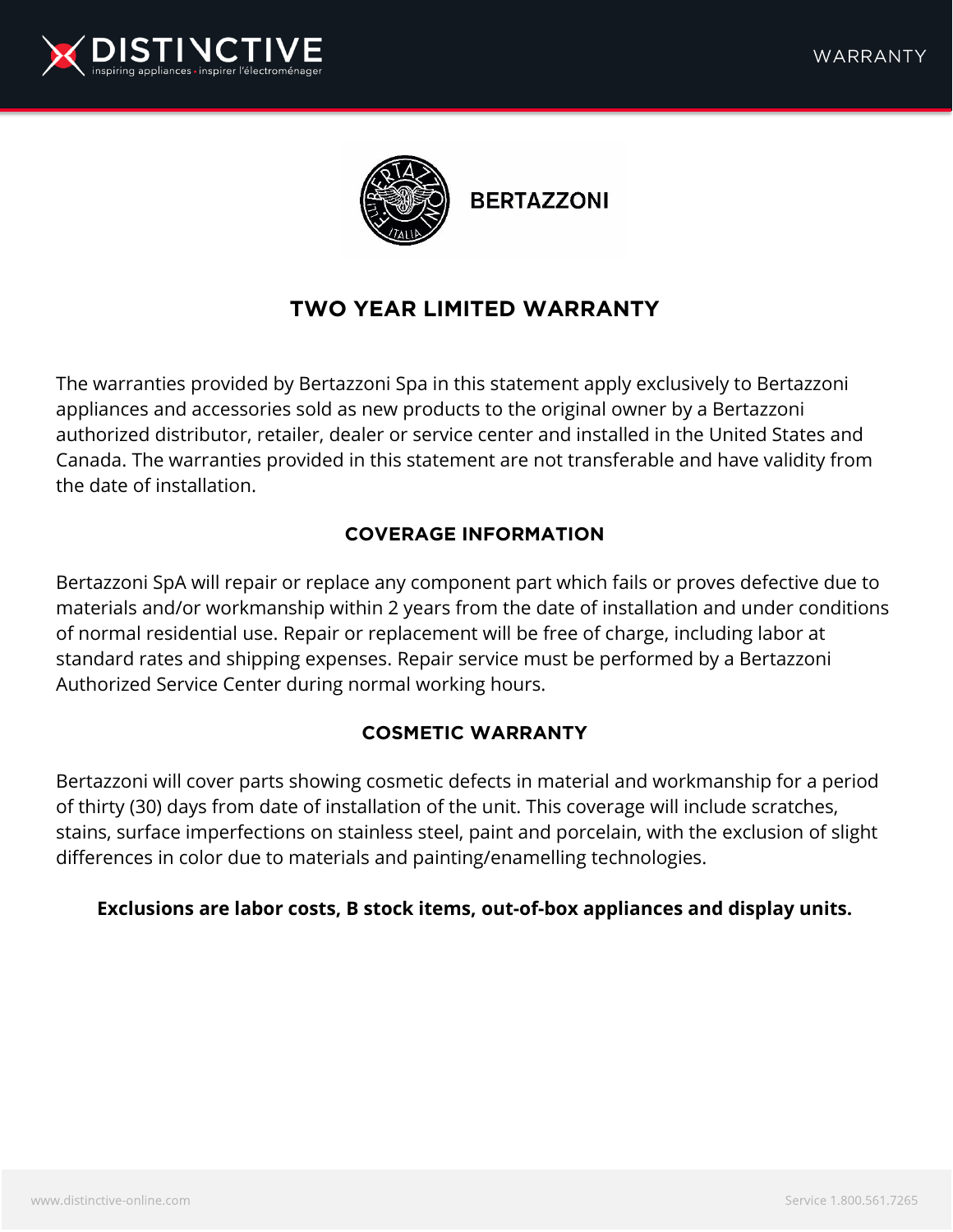# TWO YEAR LIMITED WARRANTY

The warranties provided by Bertazzoni Spa in this statement apply exclusively to Bertazzoni appliances and accessories sold as new products to the original owner by a Bertazzoni authorized distributor, retailer, dealer or service center and installed in the United States and Canada. The warranties provided in this statement are not transferable and have validity from the date of installation.

## COVERAGE INFORMATION

Bertazzoni SpA will repair or replace any component part which fails or proves defective due to materials and/or workmanship within 2 years from the date of installation and under conditions of normal residential use. Repair or replacement will be free of charge, including labor at standard rates and shipping expenses. Repair service must be performed by a Bertazzoni Authorized Service Center during normal working hours.

## COSMETIC WARRANTY

Bertazzoni will cover parts showing cosmetic defects in material and workmanship for a period of thirty (30) days from date of installation of the unit. This coverage will include scratches, stains, surface imperfections on stainless steel, paint and porcelain, with the exclusion of slight differences in color due to materials and painting/enamelling technologies.

**Exclusions are labor costs, B stock items, out-of-box appliances and display units.**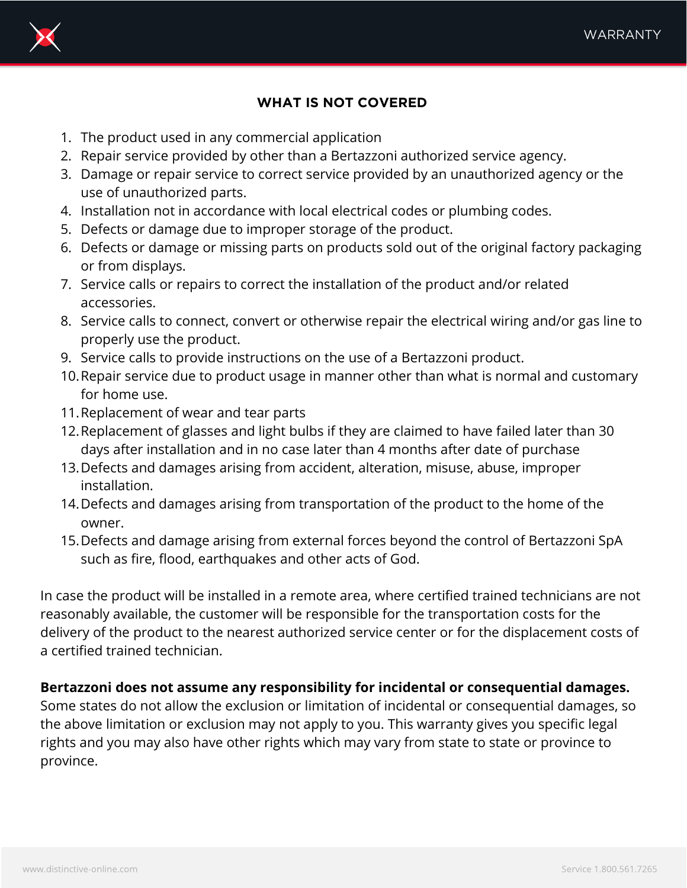## WHAT IS NOT COVERED

1. The product used in any commercial application
2. Repair service provided by other than a Bertazzoni authorized service agency.
3. Damage or repair service to correct service provided by an unauthorized agency or the use of unauthorized parts.
4. Installation not in accordance with local electrical codes or plumbing codes.
5. Defects or damage due to improper storage of the product.
6. Defects or damage or missing parts on products sold out of the original factory packaging or from displays.
7. Service calls or repairs to correct the installation of the product and/or related accessories.
8. Service calls to connect, convert or otherwise repair the electrical wiring and/or gas line to properly use the product.
9. Service calls to provide instructions on the use of a Bertazzoni product.
10. Repair service due to product usage in manner other than what is normal and customary for home use.
11. Replacement of wear and tear parts
12. Replacement of glasses and light bulbs if they are claimed to have failed later than 30 days after installation and in no case later than 4 months after date of purchase
13. Defects and damages arising from accident, alteration, misuse, abuse, improper installation.
14. Defects and damages arising from transportation of the product to the home of the owner.
15. Defects and damage arising from external forces beyond the control of Bertazzoni SpA such as fire, flood, earthquakes and other acts of God.

In case the product will be installed in a remote area, where certified trained technicians are not reasonably available, the customer will be responsible for the transportation costs for the delivery of the product to the nearest authorized service center or for the displacement costs of a certified trained technician.

**Bertazzoni does not assume any responsibility for incidental or consequential damages.** Some states do not allow the exclusion or limitation of incidental or consequential damages, so the above limitation or exclusion may not apply to you. This warranty gives you specific legal rights and you may also have other rights which may vary from state to state or province to province.